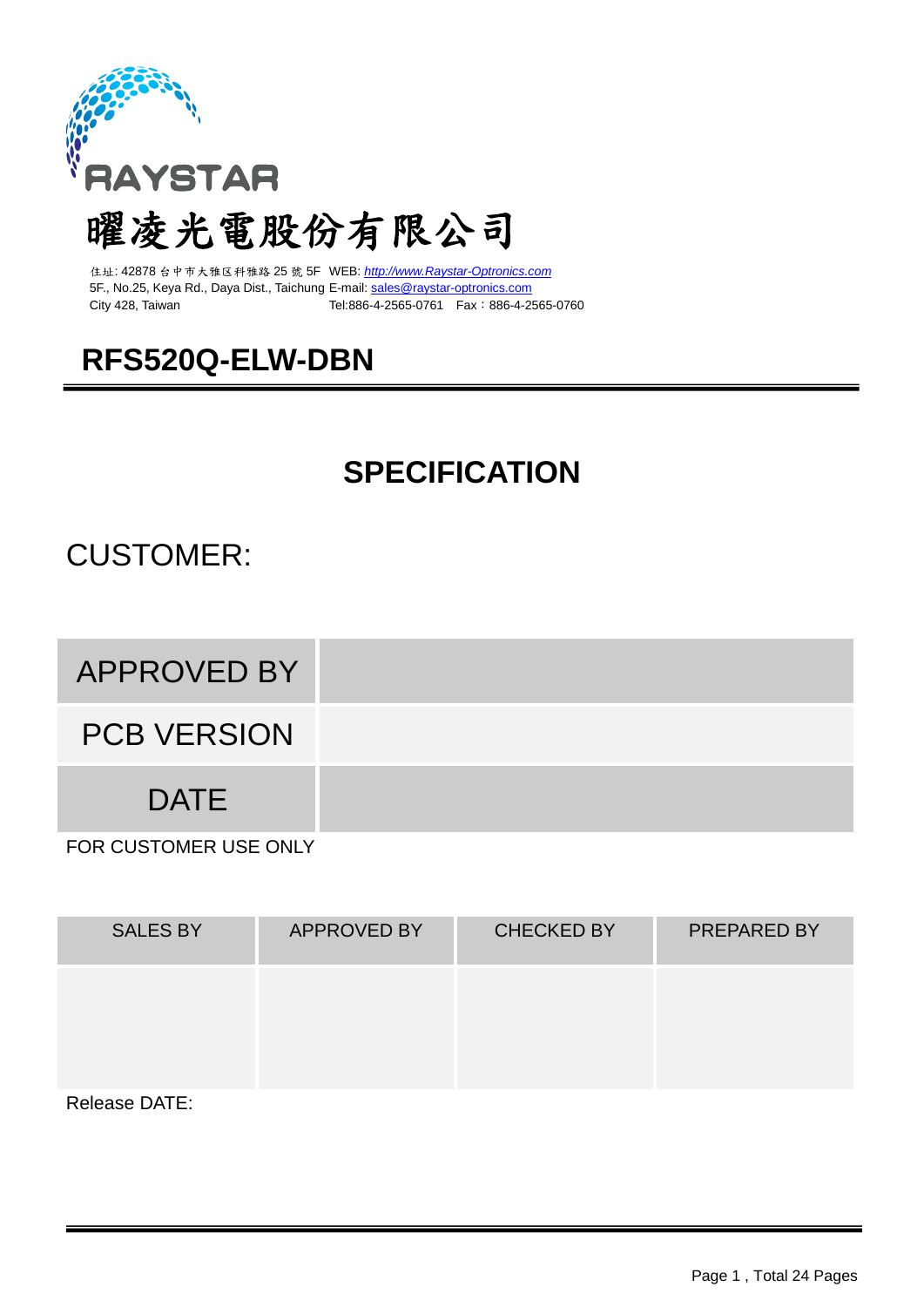RAYSTAR

曜凌光電股份有限公司

住址: 42878 台中市大雅区科雅路 25 號 5F WEB: [http://www.Raystar-Optronics.com](http://www.Raystar-Optronics.com)
5F., No.25, Keya Rd., Daya Dist., Taichung E-mail: [sales@raystar-optronics.com](mailto:sales@raystar-optronics.com)
City 428, Taiwan Tel:886-4-2565-0761 Fax：886-4-2565-0760

# RFS520Q-ELW-DBN

## SPECIFICATION

CUSTOMER:

| APPROVED BY | |
|---|---|
| PCB VERSION | |
| DATE | |

FOR CUSTOMER USE ONLY

| SALES BY | APPROVED BY | CHECKED BY | PREPARED BY |
|---|---|---|---|
| | | | |

Release DATE: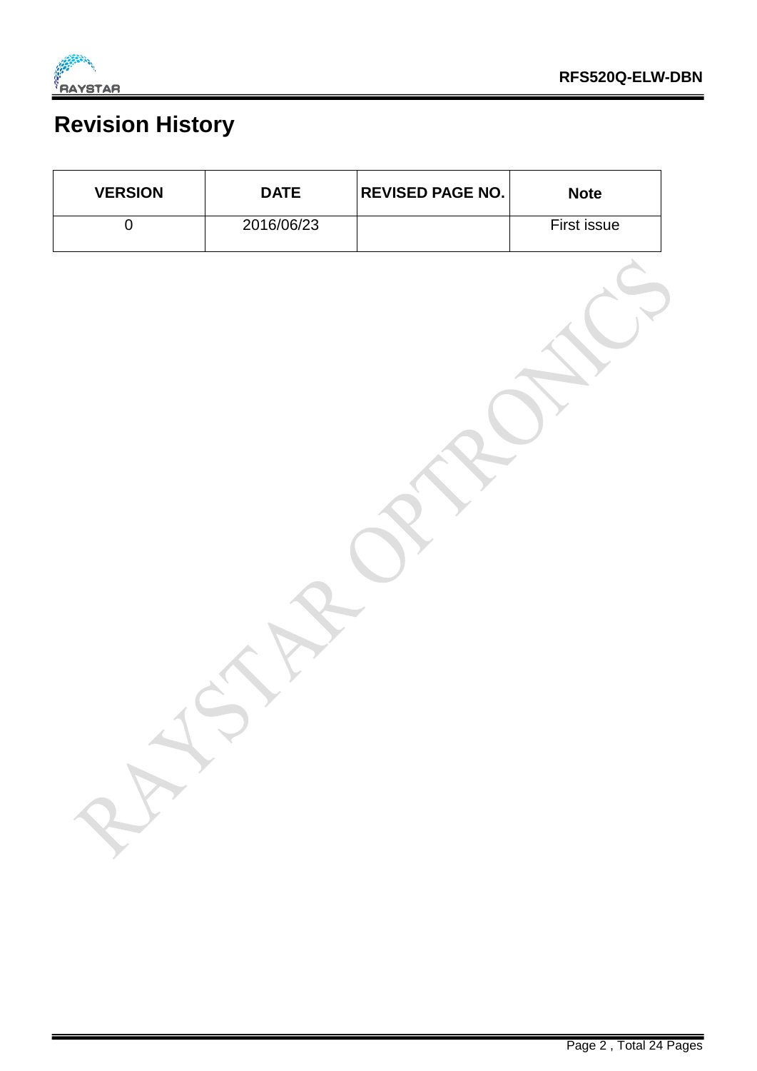# Revision History

| VERSION | DATE | REVISED PAGE NO. | Note |
| --- | --- | --- | --- |
| 0 | 2016/06/23 | | First issue |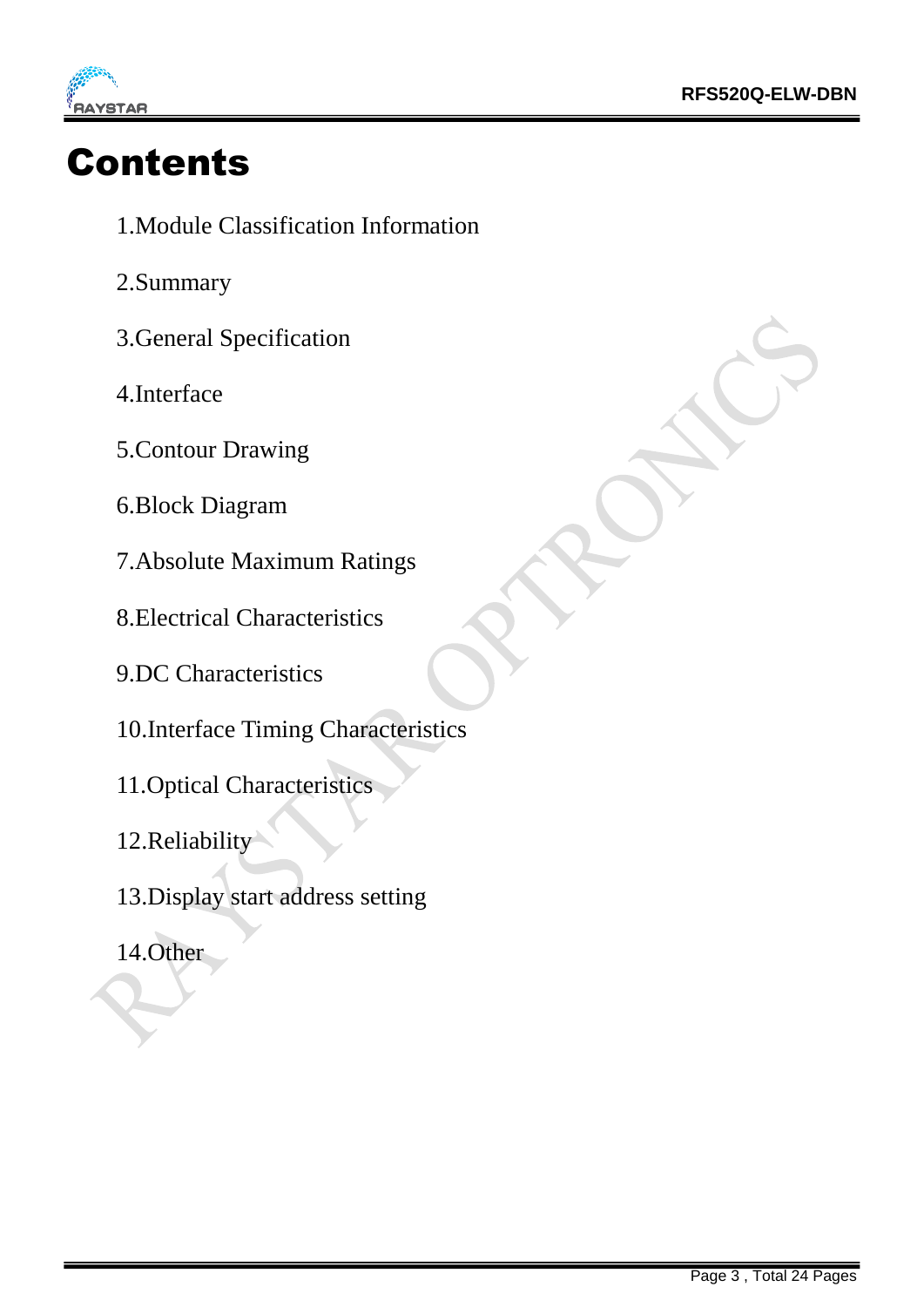# Contents

1.Module Classification Information

2.Summary

3.General Specification

4.Interface

5.Contour Drawing

6.Block Diagram

7.Absolute Maximum Ratings

8.Electrical Characteristics

9.DC Characteristics

10.Interface Timing Characteristics

11.Optical Characteristics

12.Reliability

13.Display start address setting

14.Other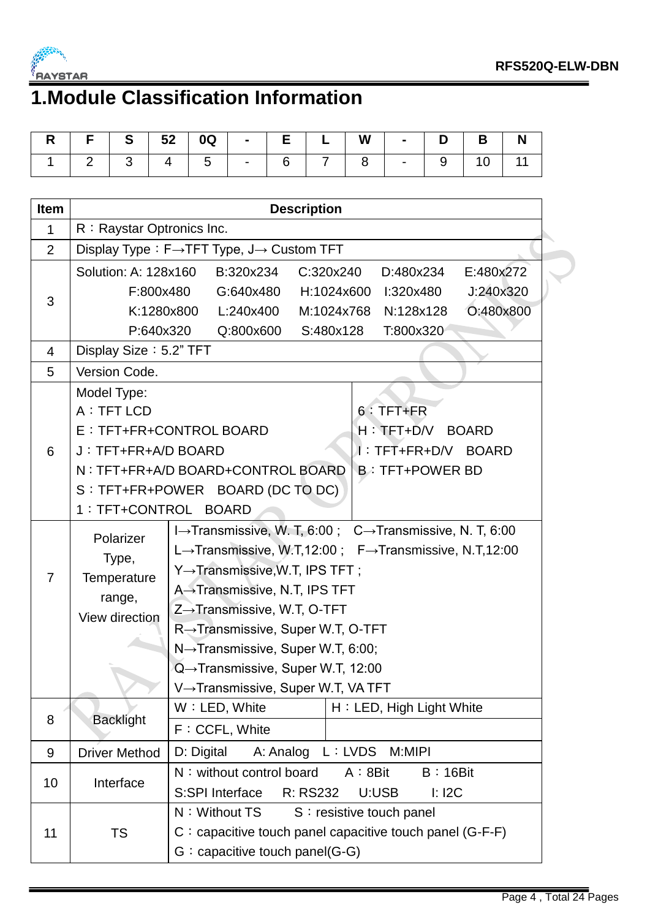// Page 4 has no images. The header "RFS520Q-ELW-DBN" and the "Page 4 , Total 24 Pages" footer are left out as running header/footer.

# 1.Module Classification Information

| R | F | S | 52 | 0Q | - | E | L | W | - | D | B | N |
|---|---|---|---|---|---|---|---|---|---|---|---|---|
| 1 | 2 | 3 | 4 | 5 | - | 6 | 7 | 8 | - | 9 | 10 | 11 |

| Item | Description | | |
|---|---|---|---|
| 1 | R：Raystar Optronics Inc. | | |
| 2 | Display Type：F→TFT Type, J→ Custom TFT | | |
| 3 | Solution: A: 128x160 B:320x234 C:320x240 D:480x234 E:480x272<br>F:800x480 G:640x480 H:1024x600 I:320x480 J:240x320<br>K:1280x800 L:240x400 M:1024x768 N:128x128 O:480x800<br>P:640x320 Q:800x600 S:480x128 T:800x320 | | |
| 4 | Display Size：5.2" TFT | | |
| 5 | Version Code. | | |
| 6 | Model Type:<br>A：TFT LCD<br>E：TFT+FR+CONTROL BOARD<br>J：TFT+FR+A/D BOARD<br>N：TFT+FR+A/D BOARD+CONTROL BOARD<br>S：TFT+FR+POWER BOARD (DC TO DC)<br>1：TFT+CONTROL BOARD | 6：TFT+FR<br>H：TFT+D/V BOARD<br>I：TFT+FR+D/V BOARD<br>B：TFT+POWER BD | |
| 7 | Polarizer Type, Temperature range, View direction | I→Transmissive, W. T, 6:00 ; C→Transmissive, N. T, 6:00<br>L→Transmissive, W.T,12:00 ; F→Transmissive, N.T,12:00<br>Y→Transmissive,W.T, IPS TFT ;<br>A→Transmissive, N.T, IPS TFT<br>Z→Transmissive, W.T, O-TFT<br>R→Transmissive, Super W.T, O-TFT<br>N→Transmissive, Super W.T, 6:00;<br>Q→Transmissive, Super W.T, 12:00<br>V→Transmissive, Super W.T, VA TFT | |
| 8 | Backlight | W：LED, White | H：LED, High Light White |
| | | F：CCFL, White | |
| 9 | Driver Method | D: Digital A: Analog L：LVDS M:MIPI | |
| 10 | Interface | N：without control board A：8Bit B：16Bit<br>S:SPI Interface R: RS232 U:USB I: I2C | |
| 11 | TS | N：Without TS S：resistive touch panel<br>C：capacitive touch panel capacitive touch panel (G-F-F)<br>G：capacitive touch panel(G-G) | |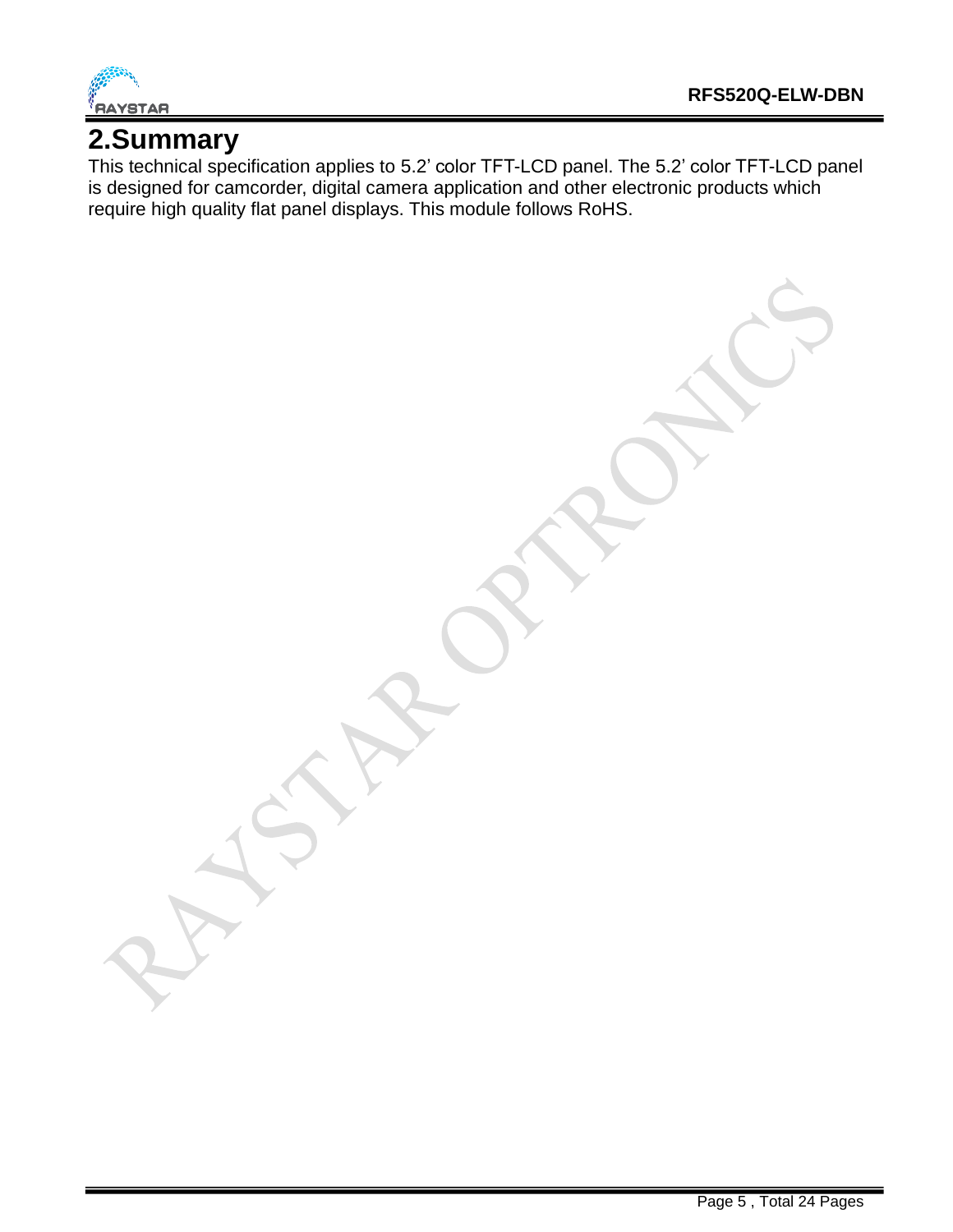## 2.Summary

This technical specification applies to 5.2' color TFT-LCD panel. The 5.2' color TFT-LCD panel is designed for camcorder, digital camera application and other electronic products which require high quality flat panel displays. This module follows RoHS.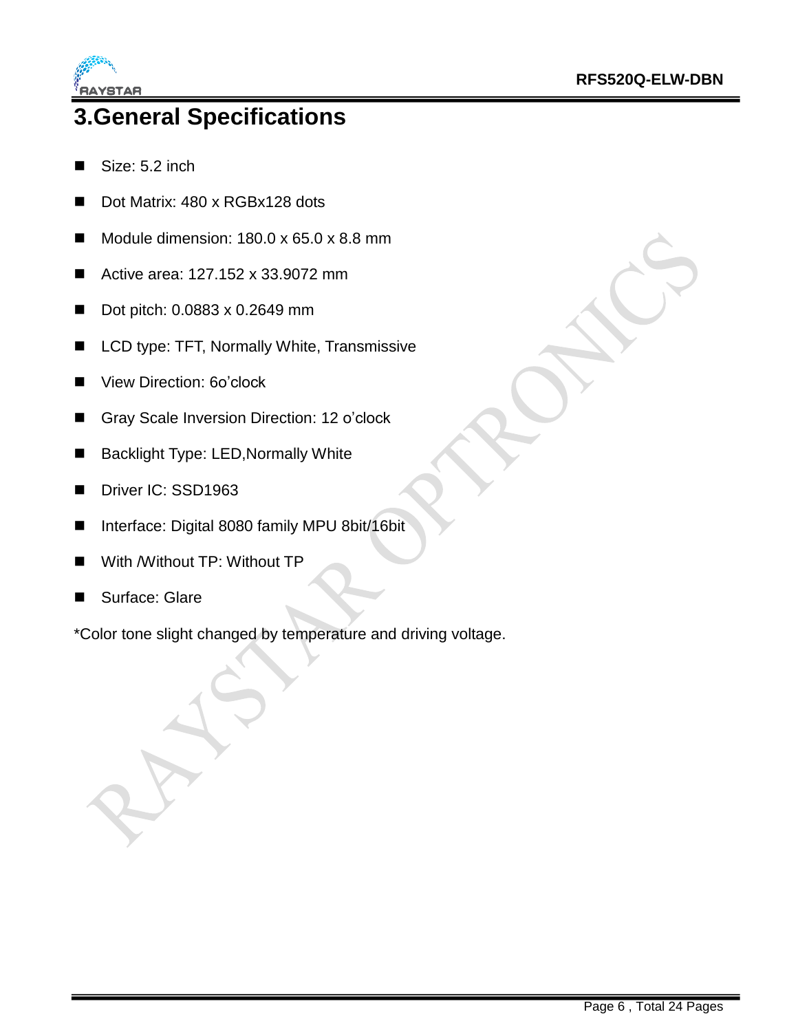# 3.General Specifications

- Size: 5.2 inch
- Dot Matrix: 480 x RGBx128 dots
- Module dimension: 180.0 x 65.0 x 8.8 mm
- Active area: 127.152 x 33.9072 mm
- Dot pitch: 0.0883 x 0.2649 mm
- LCD type: TFT, Normally White, Transmissive
- View Direction: 6o’clock
- Gray Scale Inversion Direction: 12 o’clock
- Backlight Type: LED,Normally White
- Driver IC: SSD1963
- Interface: Digital 8080 family MPU 8bit/16bit
- With /Without TP: Without TP
- Surface: Glare

*Color tone slight changed by temperature and driving voltage.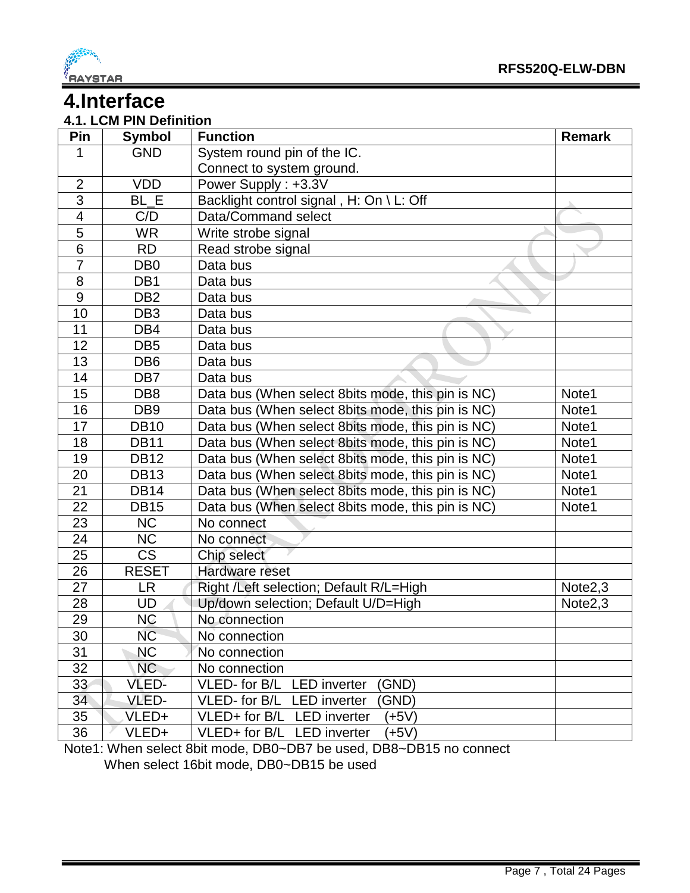# 4.Interface

## 4.1. LCM PIN Definition

| Pin | Symbol | Function | Remark |
|---|---|---|---|
| 1 | GND | System round pin of the IC.<br>Connect to system ground. | |
| 2 | VDD | Power Supply : +3.3V | |
| 3 | BL_E | Backlight control signal , H: On \ L: Off | |
| 4 | C/D | Data/Command select | |
| 5 | WR | Write strobe signal | |
| 6 | RD | Read strobe signal | |
| 7 | DB0 | Data bus | |
| 8 | DB1 | Data bus | |
| 9 | DB2 | Data bus | |
| 10 | DB3 | Data bus | |
| 11 | DB4 | Data bus | |
| 12 | DB5 | Data bus | |
| 13 | DB6 | Data bus | |
| 14 | DB7 | Data bus | |
| 15 | DB8 | Data bus (When select 8bits mode, this pin is NC) | Note1 |
| 16 | DB9 | Data bus (When select 8bits mode, this pin is NC) | Note1 |
| 17 | DB10 | Data bus (When select 8bits mode, this pin is NC) | Note1 |
| 18 | DB11 | Data bus (When select 8bits mode, this pin is NC) | Note1 |
| 19 | DB12 | Data bus (When select 8bits mode, this pin is NC) | Note1 |
| 20 | DB13 | Data bus (When select 8bits mode, this pin is NC) | Note1 |
| 21 | DB14 | Data bus (When select 8bits mode, this pin is NC) | Note1 |
| 22 | DB15 | Data bus (When select 8bits mode, this pin is NC) | Note1 |
| 23 | NC | No connect | |
| 24 | NC | No connect | |
| 25 | CS | Chip select | |
| 26 | RESET | Hardware reset | |
| 27 | LR | Right /Left selection; Default R/L=High | Note2,3 |
| 28 | UD | Up/down selection; Default U/D=High | Note2,3 |
| 29 | NC | No connection | |
| 30 | NC | No connection | |
| 31 | NC | No connection | |
| 32 | NC | No connection | |
| 33 | VLED- | VLED- for B/L LED inverter (GND) | |
| 34 | VLED- | VLED- for B/L LED inverter (GND) | |
| 35 | VLED+ | VLED+ for B/L LED inverter (+5V) | |
| 36 | VLED+ | VLED+ for B/L LED inverter (+5V) | |

Note1: When select 8bit mode, DB0~DB7 be used, DB8~DB15 no connect
When select 16bit mode, DB0~DB15 be used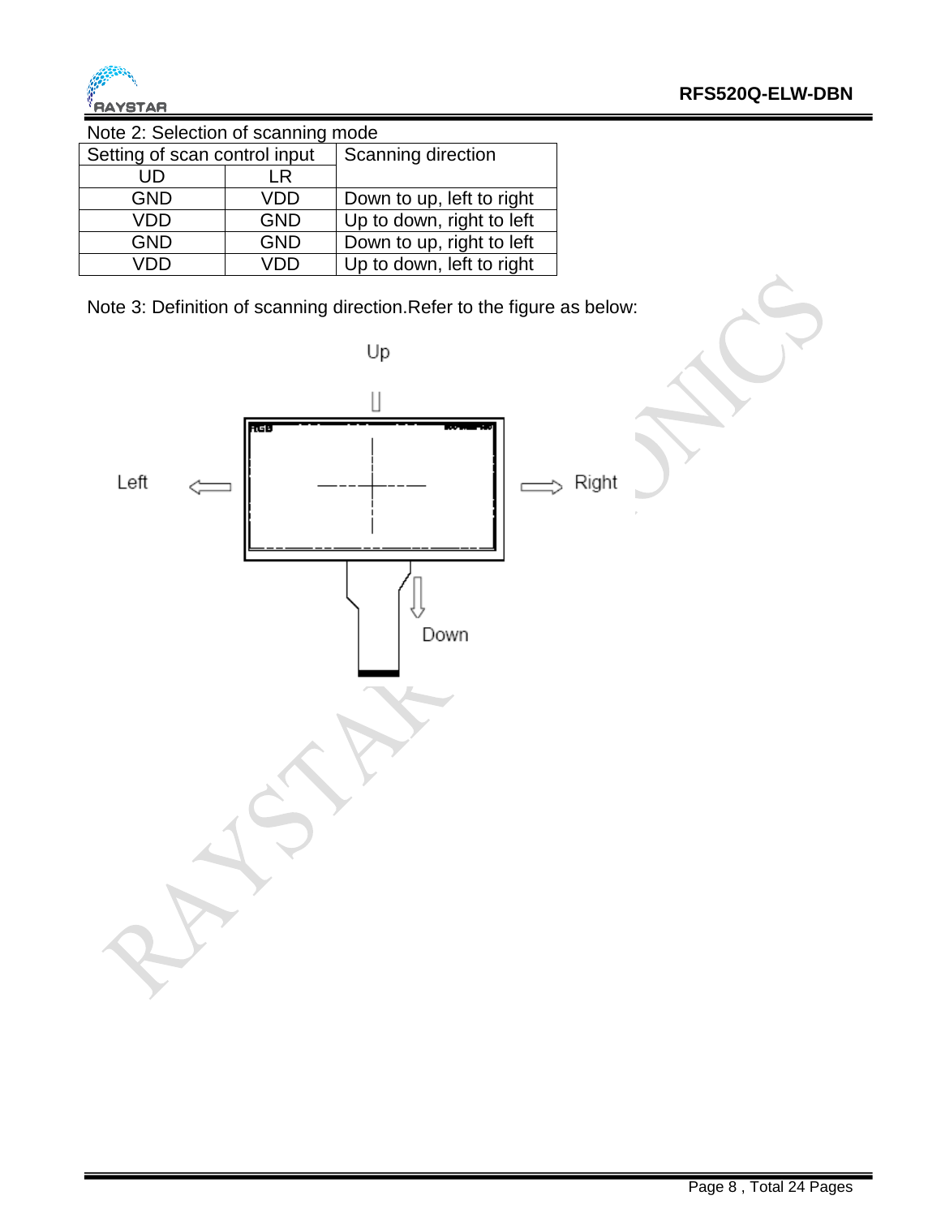Note 2: Selection of scanning mode

| Setting of scan control input | | Scanning direction |
|---|---|---|
| UD | LR | |
| GND | VDD | Down to up, left to right |
| VDD | GND | Up to down, right to left |
| GND | GND | Down to up, right to left |
| VDD | VDD | Up to down, left to right |

Note 3: Definition of scanning direction.Refer to the figure as below:

Up

Left

Right

Down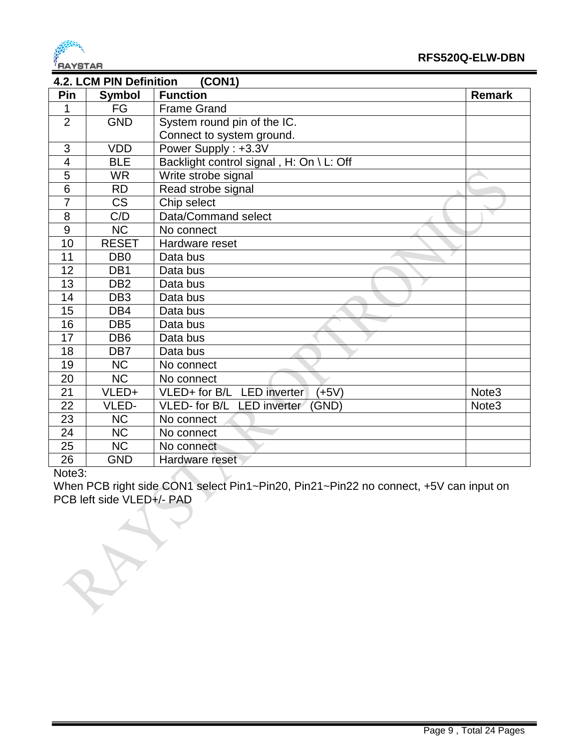## 4.2. LCM PIN Definition (CON1)

| Pin | Symbol | Function | Remark |
|---|---|---|---|
| 1 | FG | Frame Grand | |
| 2 | GND | System round pin of the IC. Connect to system ground. | |
| 3 | VDD | Power Supply : +3.3V | |
| 4 | BLE | Backlight control signal , H: On \ L: Off | |
| 5 | WR | Write strobe signal | |
| 6 | RD | Read strobe signal | |
| 7 | CS | Chip select | |
| 8 | C/D | Data/Command select | |
| 9 | NC | No connect | |
| 10 | RESET | Hardware reset | |
| 11 | DB0 | Data bus | |
| 12 | DB1 | Data bus | |
| 13 | DB2 | Data bus | |
| 14 | DB3 | Data bus | |
| 15 | DB4 | Data bus | |
| 16 | DB5 | Data bus | |
| 17 | DB6 | Data bus | |
| 18 | DB7 | Data bus | |
| 19 | NC | No connect | |
| 20 | NC | No connect | |
| 21 | VLED+ | VLED+ for B/L LED inverter (+5V) | Note3 |
| 22 | VLED- | VLED- for B/L LED inverter (GND) | Note3 |
| 23 | NC | No connect | |
| 24 | NC | No connect | |
| 25 | NC | No connect | |
| 26 | GND | Hardware reset | |

Note3:
When PCB right side CON1 select Pin1~Pin20, Pin21~Pin22 no connect, +5V can input on PCB left side VLED+/- PAD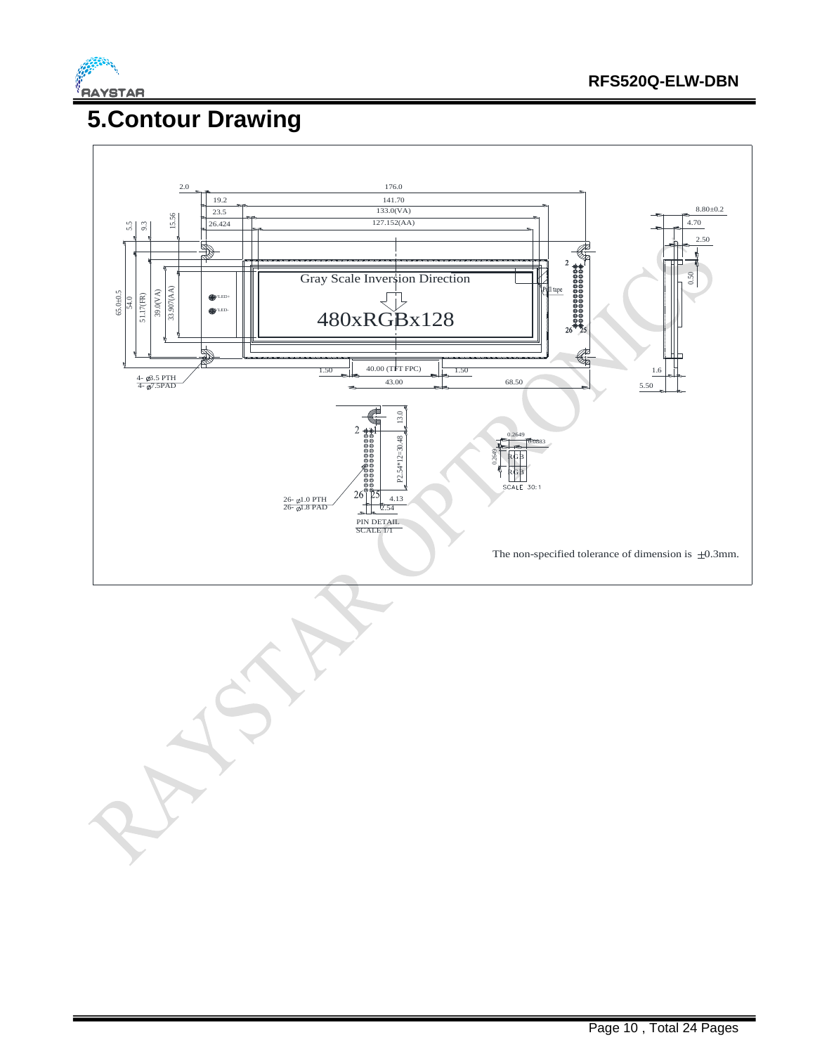# 5.Contour Drawing

The non-specified tolerance of dimension is ±0.3mm.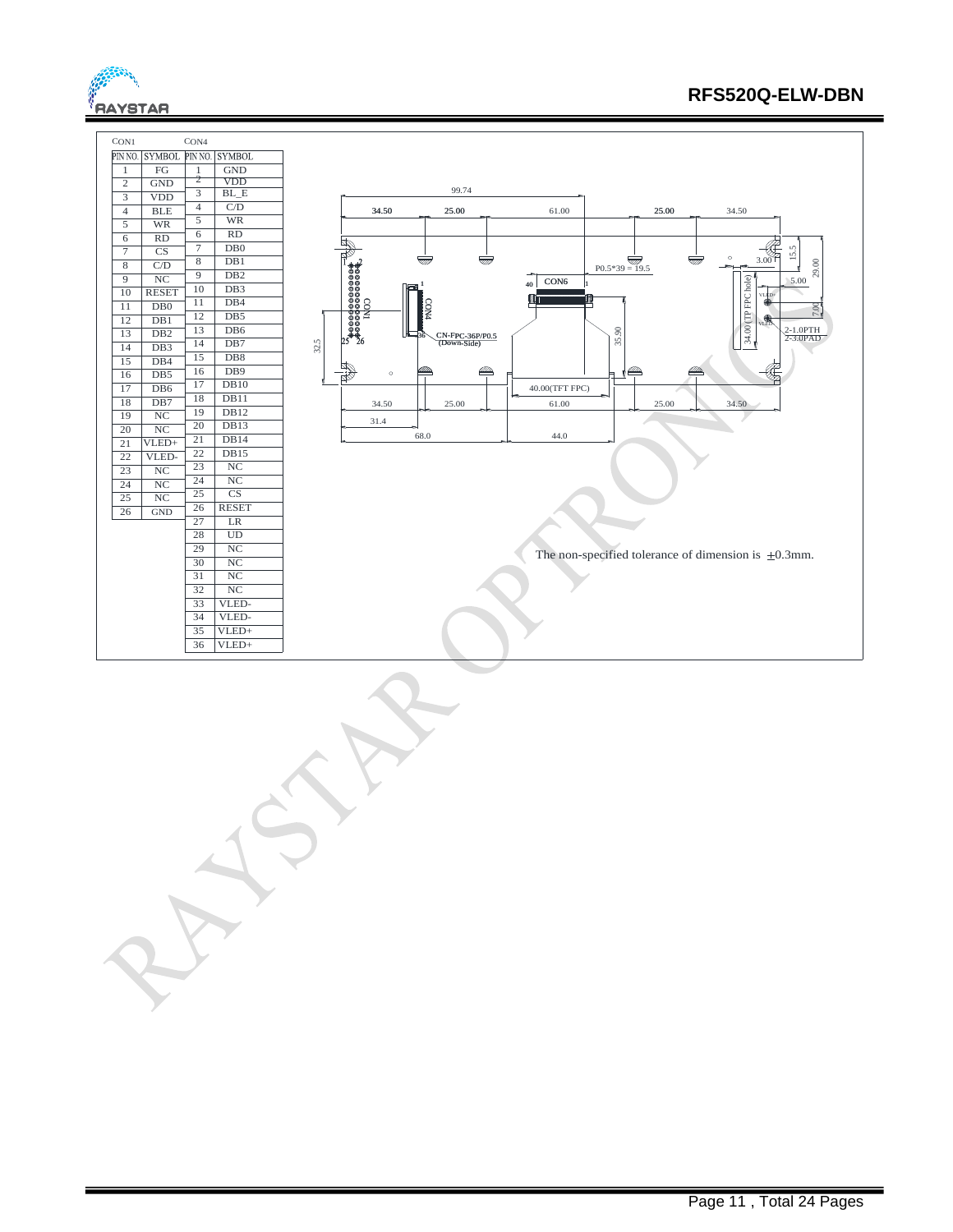CON1

| PIN NO. | SYMBOL |
|---|---|
| 1 | FG |
| 2 | GND |
| 3 | VDD |
| 4 | BLE |
| 5 | WR |
| 6 | RD |
| 7 | CS |
| 8 | C/D |
| 9 | NC |
| 10 | RESET |
| 11 | DB0 |
| 12 | DB1 |
| 13 | DB2 |
| 14 | DB3 |
| 15 | DB4 |
| 16 | DB5 |
| 17 | DB6 |
| 18 | DB7 |
| 19 | NC |
| 20 | NC |
| 21 | VLED+ |
| 22 | VLED- |
| 23 | NC |
| 24 | NC |
| 25 | NC |
| 26 | GND |

CON4

| PIN NO. | SYMBOL |
|---|---|
| 1 | GND |
| 2 | VDD |
| 3 | BL_E |
| 4 | C/D |
| 5 | WR |
| 6 | RD |
| 7 | DB0 |
| 8 | DB1 |
| 9 | DB2 |
| 10 | DB3 |
| 11 | DB4 |
| 12 | DB5 |
| 13 | DB6 |
| 14 | DB7 |
| 15 | DB8 |
| 16 | DB9 |
| 17 | DB10 |
| 18 | DB11 |
| 19 | DB12 |
| 20 | DB13 |
| 21 | DB14 |
| 22 | DB15 |
| 23 | NC |
| 24 | NC |
| 25 | CS |
| 26 | RESET |
| 27 | LR |
| 28 | UD |
| 29 | NC |
| 30 | NC |
| 31 | NC |
| 32 | NC |
| 33 | VLED- |
| 34 | VLED- |
| 35 | VLED+ |
| 36 | VLED+ |

The non-specified tolerance of dimension is ±0.3mm.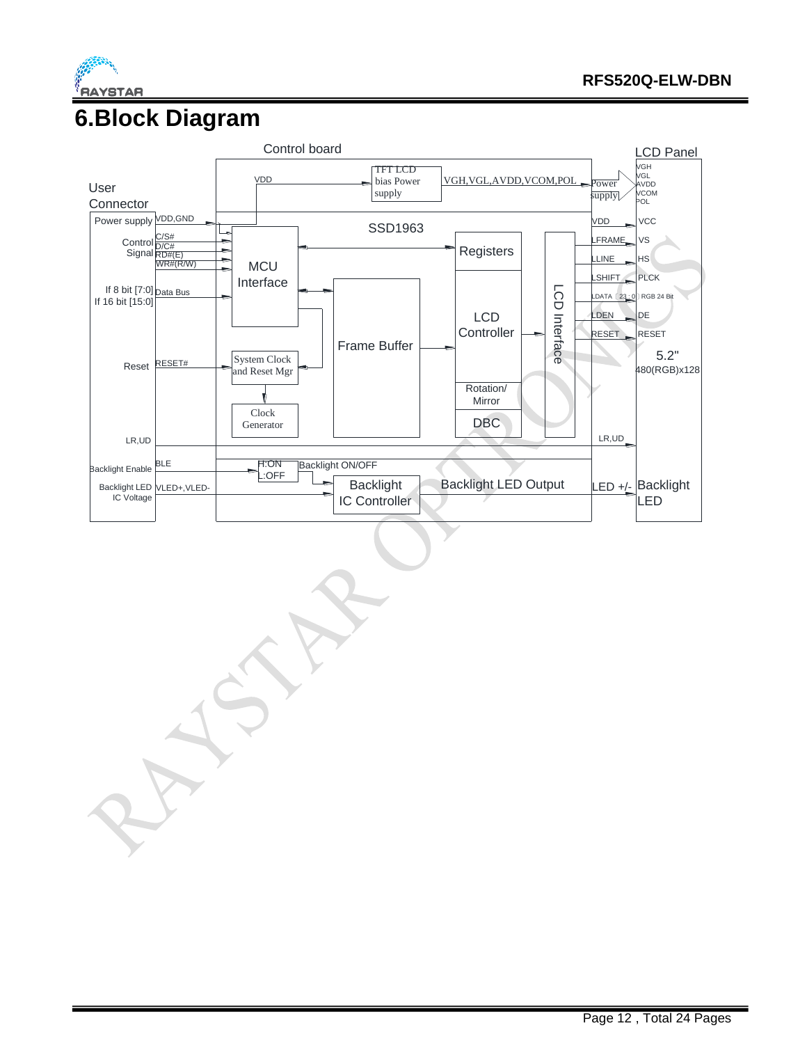# 6.Block Diagram

Control board

LCD Panel

User Connector

VDD

TFT LCD bias Power supply

VGH,VGL,AVDD,VCOM,POL

Power supply

VGH
VGL
AVDD
VCOM
POL

Power supply VDD,GND

SSD1963

VDD VCC

Control Signal C/S# D/C# RD#(E) WR#(R/W)

MCU Interface

Registers

LFRAME VS

LLINE HS

LSHIFT PLCK

If 8 bit [7:0] If 16 bit [15:0] Data Bus

LDATA［23：0］RGB 24 Bit

LCD Controller

LCD Interface

LDEN DE

Frame Buffer

RESET RESET

Reset RESET#

System Clock and Reset Mgr

5.2" 480(RGB)x128

Rotation/ Mirror

Clock Generator

DBC

LR,UD

LR,UD

Backlight Enable BLE

H:ON L:OFF

Backlight ON/OFF

Backlight LED IC Voltage VLED+,VLED-

Backlight IC Controller

Backlight LED Output

LED +/-

Backlight LED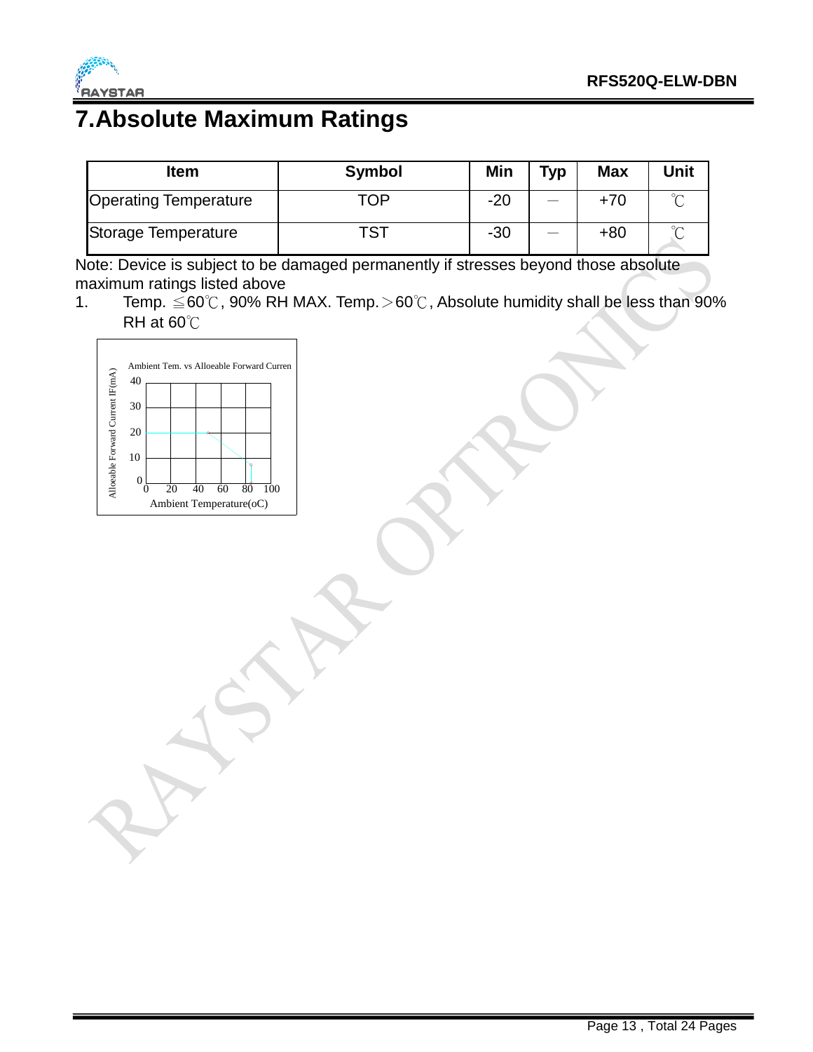# 7.Absolute Maximum Ratings

| Item | Symbol | Min | Typ | Max | Unit |
|---|---|---|---|---|---|
| Operating Temperature | TOP | -20 | — | +70 | ℃ |
| Storage Temperature | TST | -30 | — | +80 | ℃ |

Note: Device is subject to be damaged permanently if stresses beyond those absolute maximum ratings listed above

1. Temp. ≦60℃, 90% RH MAX. Temp.＞60℃, Absolute humidity shall be less than 90% RH at 60℃

Ambient Tem. vs Alloeable Forward Curren

Alloeable Forward Current IF(mA)

Ambient Temperature(oC)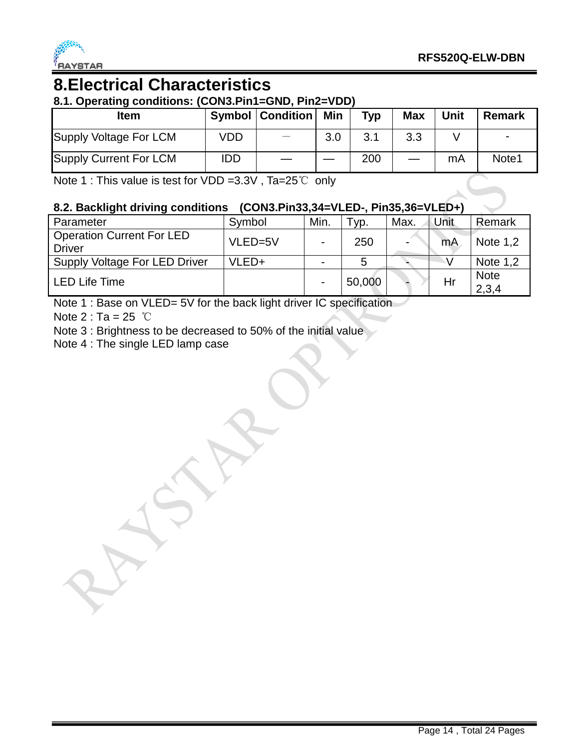# 8.Electrical Characteristics

### 8.1. Operating conditions: (CON3.Pin1=GND, Pin2=VDD)

| Item | Symbol | Condition | Min | Typ | Max | Unit | Remark |
|---|---|---|---|---|---|---|---|
| Supply Voltage For LCM | VDD | — | 3.0 | 3.1 | 3.3 | V | - |
| Supply Current For LCM | IDD | — | — | 200 | — | mA | Note1 |

Note 1 : This value is test for VDD =3.3V , Ta=25℃ only

### 8.2. Backlight driving conditions (CON3.Pin33,34=VLED-, Pin35,36=VLED+)

| Parameter | Symbol | Min. | Typ. | Max. | Unit | Remark |
|---|---|---|---|---|---|---|
| Operation Current For LED Driver | VLED=5V | - | 250 | - | mA | Note 1,2 |
| Supply Voltage For LED Driver | VLED+ | - | 5 | - | V | Note 1,2 |
| LED Life Time | | - | 50,000 | - | Hr | Note 2,3,4 |

Note 1 : Base on VLED= 5V for the back light driver IC specification

Note 2 : Ta = 25 ℃

Note 3 : Brightness to be decreased to 50% of the initial value

Note 4 : The single LED lamp case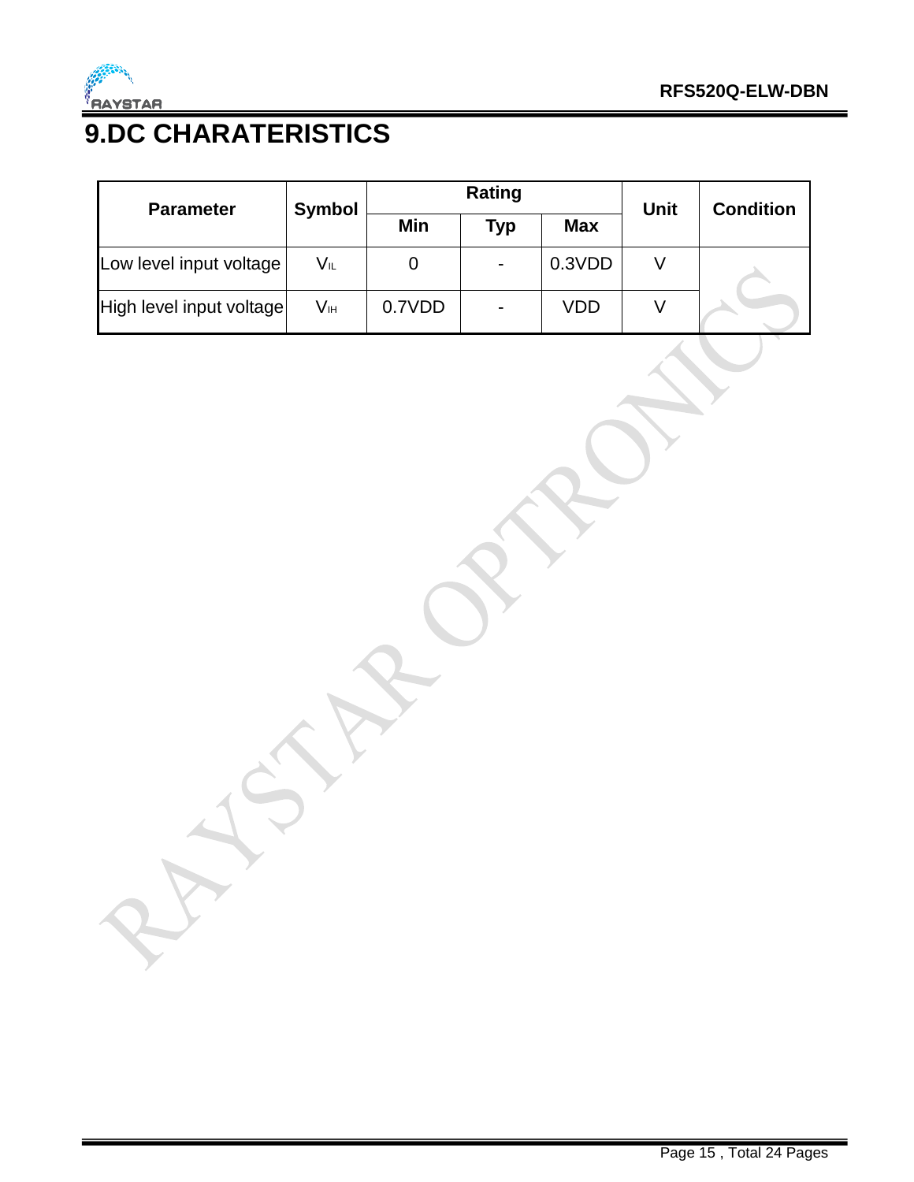# 9.DC CHARATERISTICS

| Parameter | Symbol | Rating | | | Unit | Condition |
|---|---|---|---|---|---|---|
| | | Min | Typ | Max | | |
| Low level input voltage | $V_{IL}$ | 0 | - | 0.3VDD | V | |
| High level input voltage | $V_{IH}$ | 0.7VDD | - | VDD | V | |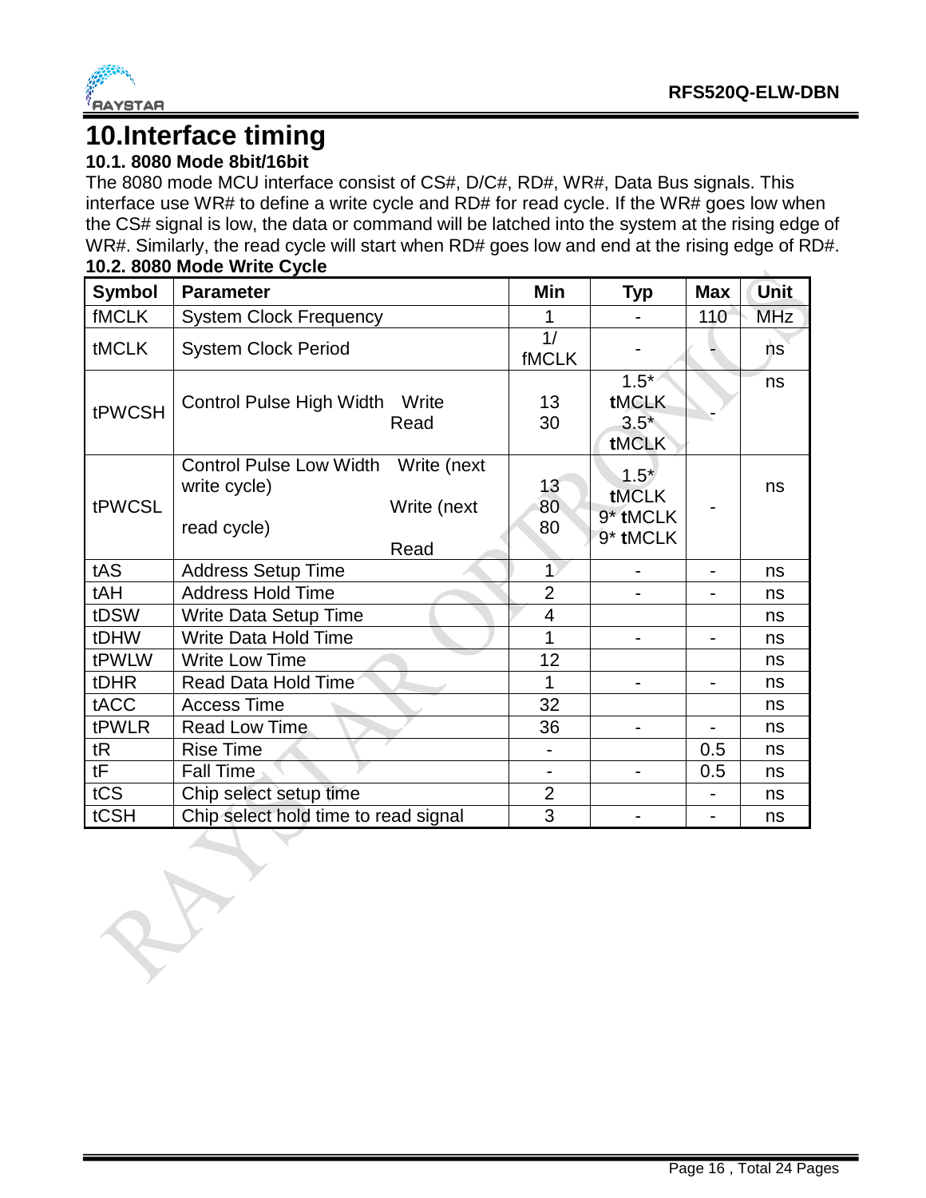# 10.Interface timing

## 10.1. 8080 Mode 8bit/16bit

The 8080 mode MCU interface consist of CS#, D/C#, RD#, WR#, Data Bus signals. This interface use WR# to define a write cycle and RD# for read cycle. If the WR# goes low when the CS# signal is low, the data or command will be latched into the system at the rising edge of WR#. Similarly, the read cycle will start when RD# goes low and end at the rising edge of RD#.

## 10.2. 8080 Mode Write Cycle

| Symbol | Parameter | Min | Typ | Max | Unit |
|---|---|---|---|---|---|
| fMCLK | System Clock Frequency | 1 | - | 110 | MHz |
| tMCLK | System Clock Period | 1/ fMCLK | - | - | ns |
| tPWCSH | Control Pulse High Width Write<br>Read | 13<br>30 | 1.5* tMCLK<br>3.5* tMCLK | - | ns |
| tPWCSL | Control Pulse Low Width Write (next write cycle)<br>Write (next read cycle)<br>Read | 13<br>80<br>80 | 1.5* tMCLK<br>9* tMCLK<br>9* tMCLK | - | ns |
| tAS | Address Setup Time | 1 | - | - | ns |
| tAH | Address Hold Time | 2 | - | - | ns |
| tDSW | Write Data Setup Time | 4 | | | ns |
| tDHW | Write Data Hold Time | 1 | - | - | ns |
| tPWLW | Write Low Time | 12 | | | ns |
| tDHR | Read Data Hold Time | 1 | - | - | ns |
| tACC | Access Time | 32 | | | ns |
| tPWLR | Read Low Time | 36 | - | - | ns |
| tR | Rise Time | - | | 0.5 | ns |
| tF | Fall Time | - | - | 0.5 | ns |
| tCS | Chip select setup time | 2 | | - | ns |
| tCSH | Chip select hold time to read signal | 3 | - | - | ns |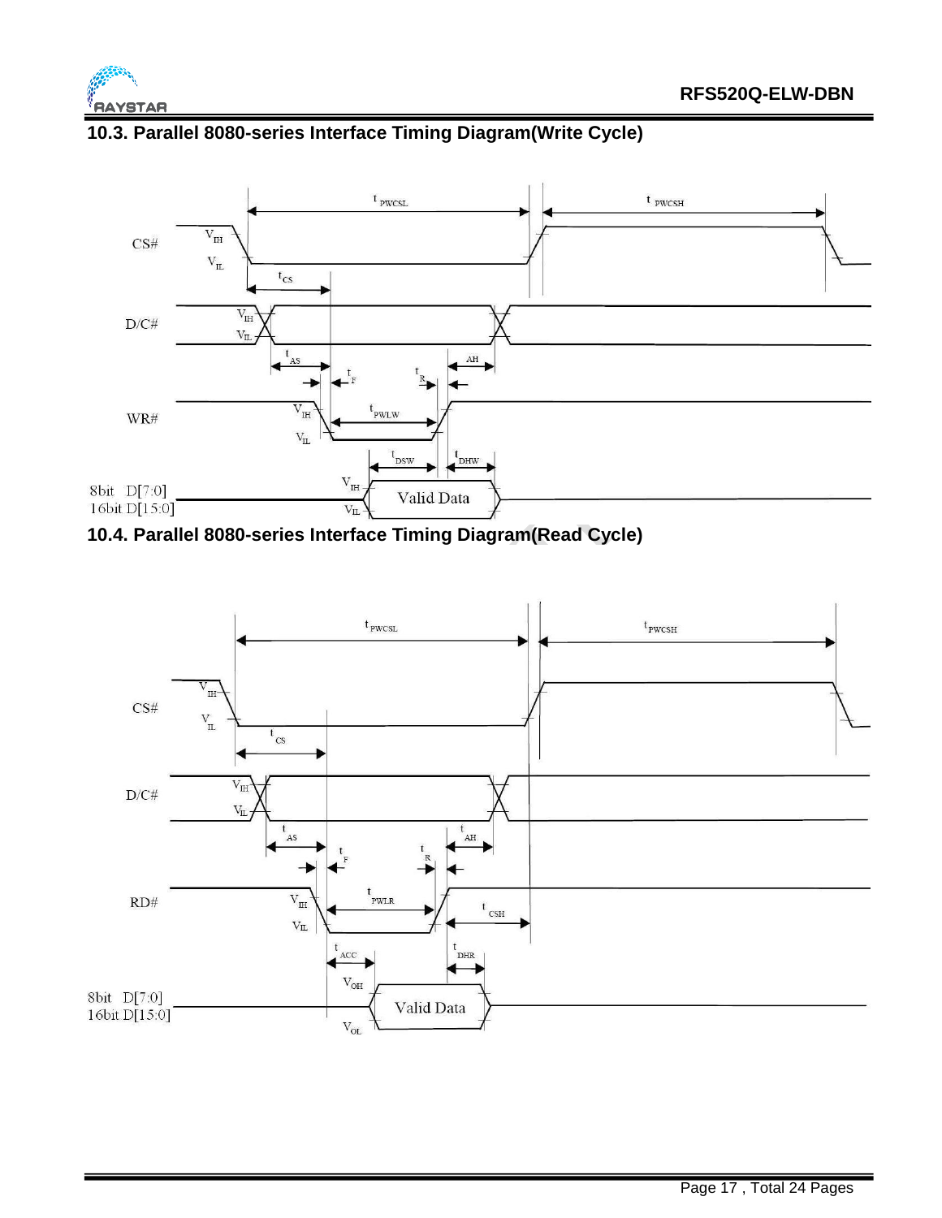## 10.3. Parallel 8080-series Interface Timing Diagram(Write Cycle)

## 10.4. Parallel 8080-series Interface Timing Diagram(Read Cycle)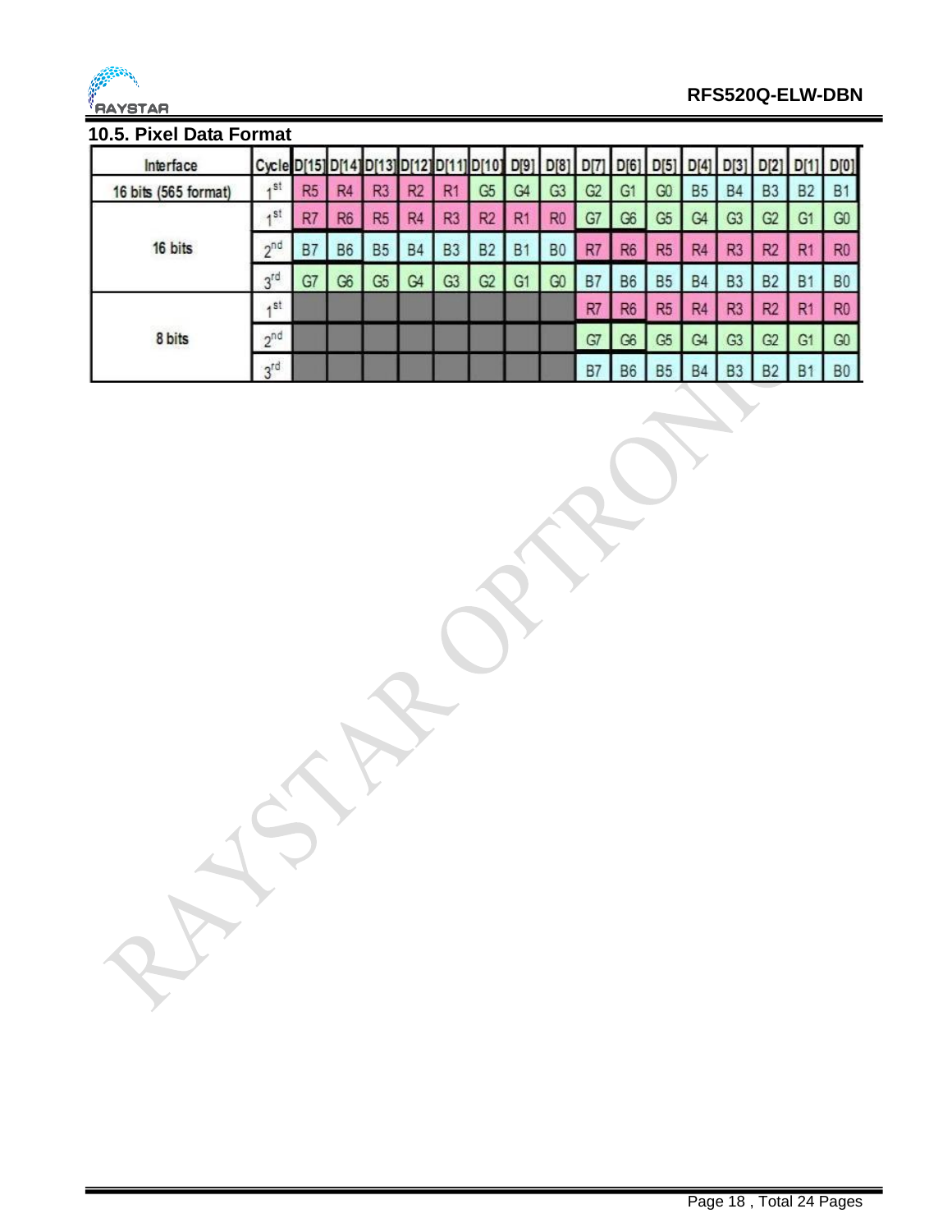## 10.5. Pixel Data Format

| Interface | Cycle | D[15] | D[14] | D[13] | D[12] | D[11] | D[10] | D[9] | D[8] | D[7] | D[6] | D[5] | D[4] | D[3] | D[2] | D[1] | D[0] |
|---|---|---|---|---|---|---|---|---|---|---|---|---|---|---|---|---|---|
| 16 bits (565 format) | 1st | R5 | R4 | R3 | R2 | R1 | G5 | G4 | G3 | G2 | G1 | G0 | B5 | B4 | B3 | B2 | B1 |
| 16 bits | 1st | R7 | R6 | R5 | R4 | R3 | R2 | R1 | R0 | G7 | G6 | G5 | G4 | G3 | G2 | G1 | G0 |
| | 2nd | B7 | B6 | B5 | B4 | B3 | B2 | B1 | B0 | R7 | R6 | R5 | R4 | R3 | R2 | R1 | R0 |
| | 3rd | G7 | G6 | G5 | G4 | G3 | G2 | G1 | G0 | B7 | B6 | B5 | B4 | B3 | B2 | B1 | B0 |
| 8 bits | 1st | | | | | | | | | R7 | R6 | R5 | R4 | R3 | R2 | R1 | R0 |
| | 2nd | | | | | | | | | G7 | G6 | G5 | G4 | G3 | G2 | G1 | G0 |
| | 3rd | | | | | | | | | B7 | B6 | B5 | B4 | B3 | B2 | B1 | B0 |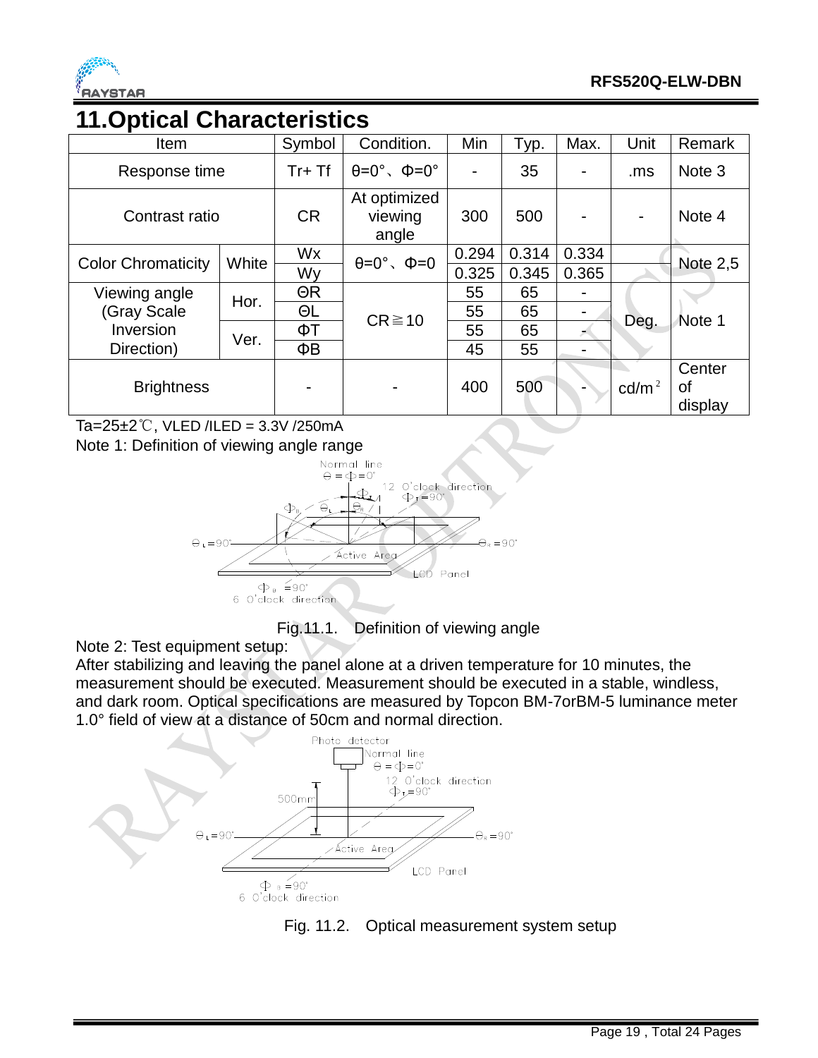# 11.Optical Characteristics

| Item | | Symbol | Condition. | Min | Typ. | Max. | Unit | Remark |
|---|---|---|---|---|---|---|---|---|
| Response time | | Tr+ Tf | θ=0°、Φ=0° | - | 35 | - | .ms | Note 3 |
| Contrast ratio | | CR | At optimized viewing angle | 300 | 500 | - | - | Note 4 |
| Color Chromaticity | White | Wx | θ=0°、Φ=0 | 0.294 | 0.314 | 0.334 | | Note 2,5 |
| | | Wy | | 0.325 | 0.345 | 0.365 | | |
| Viewing angle (Gray Scale Inversion Direction) | Hor. | ΘR | CR≧10 | 55 | 65 | - | Deg. | Note 1 |
| | | ΘL | | 55 | 65 | - | | |
| | Ver. | ΦT | | 55 | 65 | - | | |
| | | ΦB | | 45 | 55 | - | | |
| Brightness | | - | - | 400 | 500 | - | $cd/m^2$ | Center of display |

Ta=25±2℃, VLED /ILED = 3.3V /250mA

Note 1: Definition of viewing angle range

Fig.11.1. Definition of viewing angle

Note 2: Test equipment setup:

After stabilizing and leaving the panel alone at a driven temperature for 10 minutes, the measurement should be executed. Measurement should be executed in a stable, windless, and dark room. Optical specifications are measured by Topcon BM-7orBM-5 luminance meter 1.0° field of view at a distance of 50cm and normal direction.

Fig. 11.2. Optical measurement system setup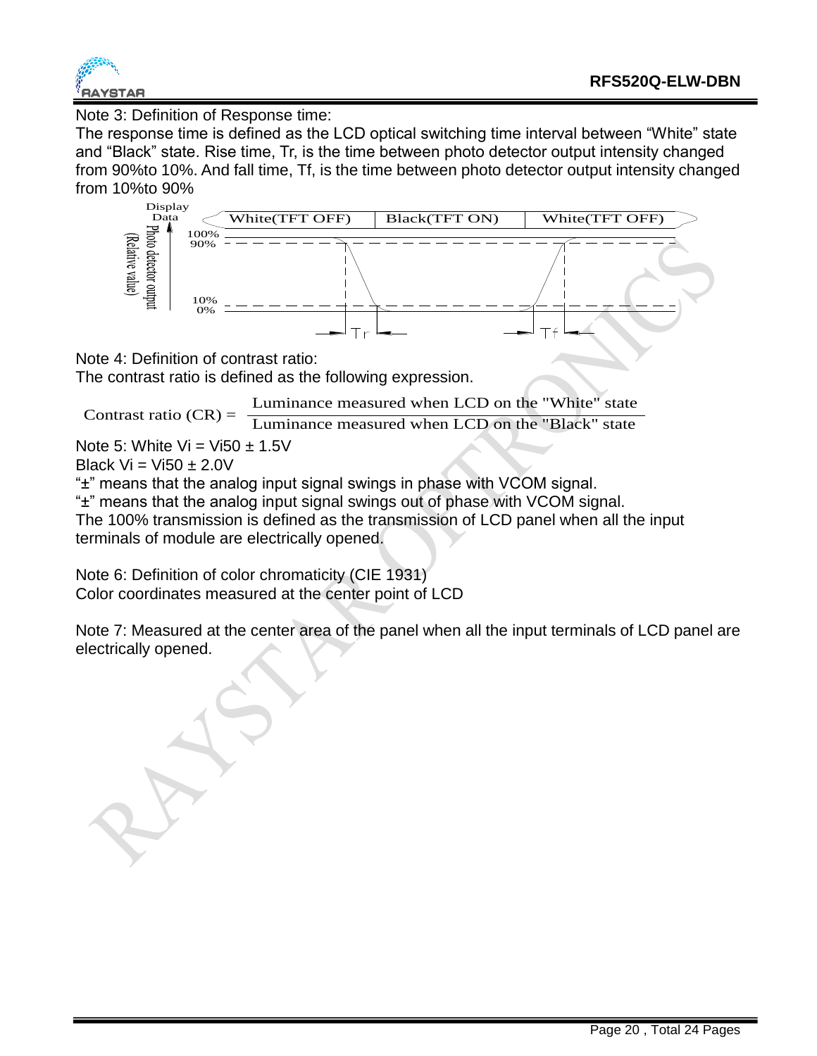Note 3: Definition of Response time:

The response time is defined as the LCD optical switching time interval between “White” state and “Black” state. Rise time, Tr, is the time between photo detector output intensity changed from 90%to 10%. And fall time, Tf, is the time between photo detector output intensity changed from 10%to 90%

Note 4: Definition of contrast ratio:

The contrast ratio is defined as the following expression.

$$\text{Contrast ratio (CR)} = \frac{\text{Luminance measured when LCD on the "White" state}}{\text{Luminance measured when LCD on the "Black" state}}$$

Note 5: White Vi = Vi50 ± 1.5V

Black Vi = Vi50 ± 2.0V

“±” means that the analog input signal swings in phase with VCOM signal.

“±” means that the analog input signal swings out of phase with VCOM signal.

The 100% transmission is defined as the transmission of LCD panel when all the input terminals of module are electrically opened.

Note 6: Definition of color chromaticity (CIE 1931)

Color coordinates measured at the center point of LCD

Note 7: Measured at the center area of the panel when all the input terminals of LCD panel are electrically opened.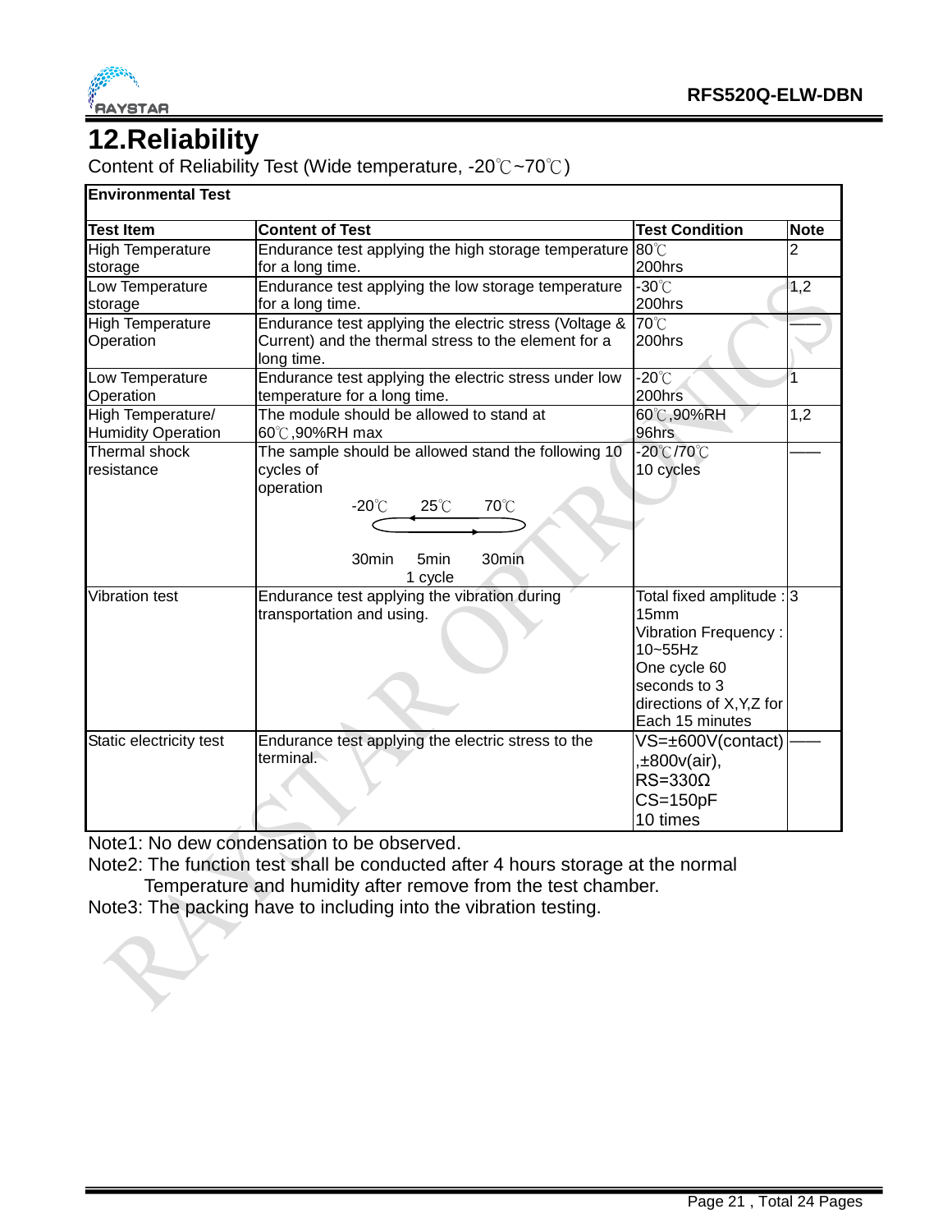# 12.Reliability

Content of Reliability Test (Wide temperature, -20℃~70℃)

| Environmental Test | | | |
|---|---|---|---|
| **Test Item** | **Content of Test** | **Test Condition** | **Note** |
| High Temperature storage | Endurance test applying the high storage temperature for a long time. | 80℃<br>200hrs | 2 |
| Low Temperature storage | Endurance test applying the low storage temperature for a long time. | -30℃<br>200hrs | 1,2 |
| High Temperature Operation | Endurance test applying the electric stress (Voltage & Current) and the thermal stress to the element for a long time. | 70℃<br>200hrs | —— |
| Low Temperature Operation | Endurance test applying the electric stress under low temperature for a long time. | -20℃<br>200hrs | 1 |
| High Temperature/ Humidity Operation | The module should be allowed to stand at 60℃,90%RH max | 60℃,90%RH<br>96hrs | 1,2 |
| Thermal shock resistance | The sample should be allowed stand the following 10 cycles of operation<br>-20℃ 25℃ 70℃<br>30min 5min 30min<br>1 cycle | -20℃/70℃<br>10 cycles | —— |
| Vibration test | Endurance test applying the vibration during transportation and using. | Total fixed amplitude : 15mm<br>Vibration Frequency : 10~55Hz<br>One cycle 60 seconds to 3 directions of X,Y,Z for Each 15 minutes | 3 |
| Static electricity test | Endurance test applying the electric stress to the terminal. | VS=±600V(contact),±800v(air),<br>RS=330Ω<br>CS=150pF<br>10 times | —— |

Note1: No dew condensation to be observed.

Note2: The function test shall be conducted after 4 hours storage at the normal Temperature and humidity after remove from the test chamber.

Note3: The packing have to including into the vibration testing.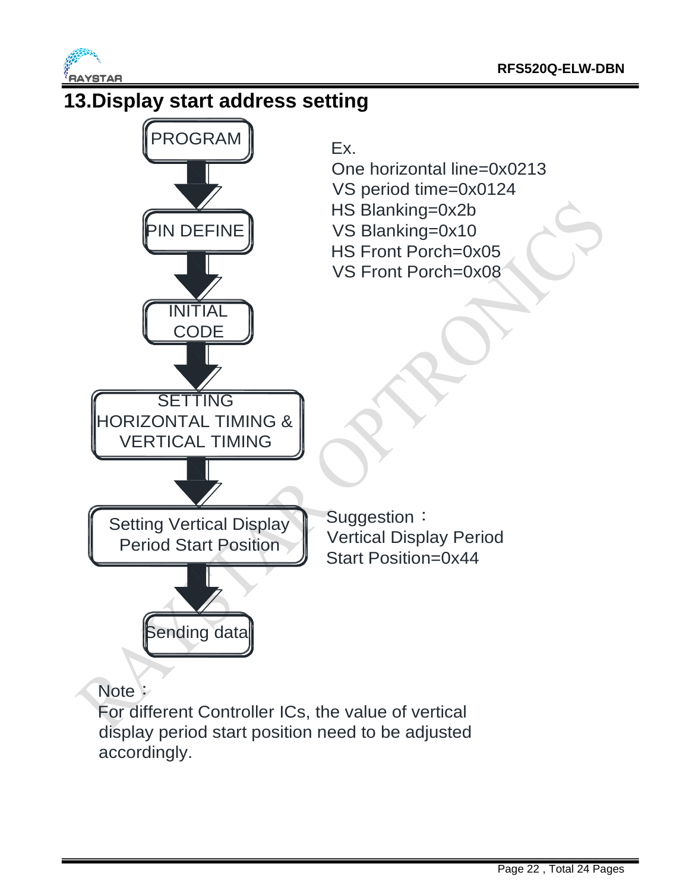## 13.Display start address setting

PROGRAM

↓

PIN DEFINE

↓

INITIAL CODE

↓

SETTING HORIZONTAL TIMING & VERTICAL TIMING

↓

Setting Vertical Display Period Start Position

↓

Sending data

Ex.
One horizontal line=0x0213
VS period time=0x0124
HS Blanking=0x2b
VS Blanking=0x10
HS Front Porch=0x05
VS Front Porch=0x08

Suggestion：
Vertical Display Period Start Position=0x44

Note：
For different Controller ICs, the value of vertical display period start position need to be adjusted accordingly.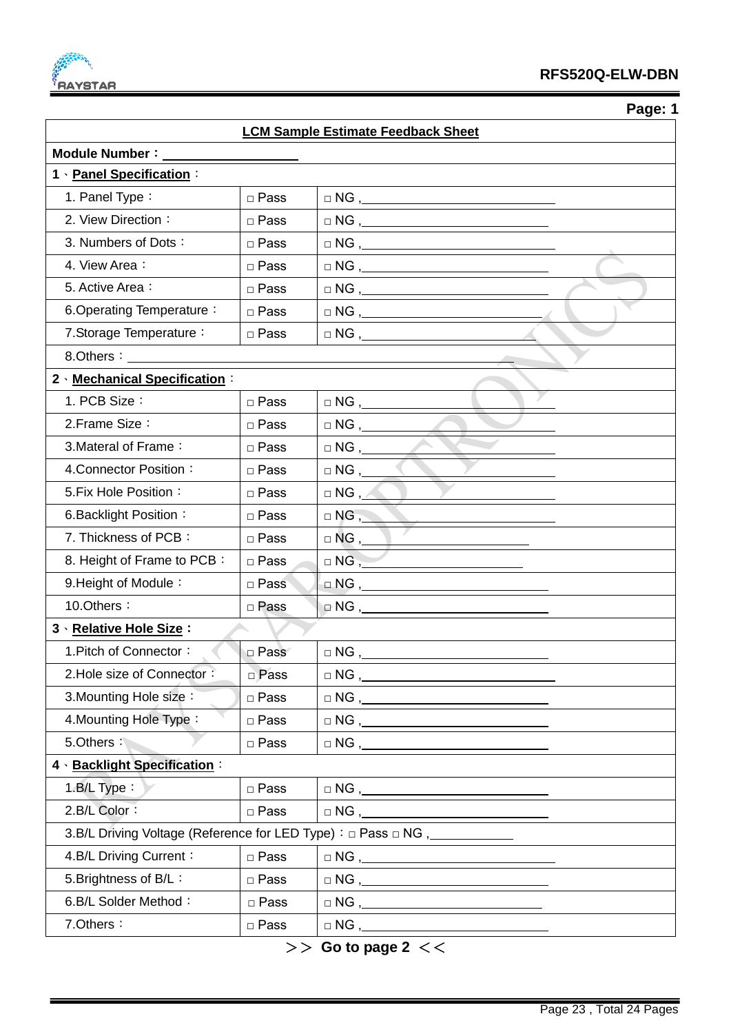**Page: 1**

## LCM Sample Estimate Feedback Sheet

**Module Number：** ____________________

| | | |
|---|---|---|
| **1、Panel Specification：** | | |
| 1. Panel Type： | □ Pass | □ NG , ____________________ |
| 2. View Direction： | □ Pass | □ NG , ____________________ |
| 3. Numbers of Dots： | □ Pass | □ NG , ____________________ |
| 4. View Area： | □ Pass | □ NG , ____________________ |
| 5. Active Area： | □ Pass | □ NG , ____________________ |
| 6.Operating Temperature： | □ Pass | □ NG , ____________________ |
| 7.Storage Temperature： | □ Pass | □ NG , ____________________ |
| 8.Others： ____________________ | | |
| **2、Mechanical Specification：** | | |
| 1. PCB Size： | □ Pass | □ NG , ____________________ |
| 2.Frame Size： | □ Pass | □ NG , ____________________ |
| 3.Materal of Frame： | □ Pass | □ NG , ____________________ |
| 4.Connector Position： | □ Pass | □ NG , ____________________ |
| 5.Fix Hole Position： | □ Pass | □ NG , ____________________ |
| 6.Backlight Position： | □ Pass | □ NG , ____________________ |
| 7. Thickness of PCB： | □ Pass | □ NG , ____________________ |
| 8. Height of Frame to PCB： | □ Pass | □ NG , ____________________ |
| 9.Height of Module： | □ Pass | □ NG , ____________________ |
| 10.Others： | □ Pass | □ NG , ____________________ |
| **3、Relative Hole Size：** | | |
| 1.Pitch of Connector： | □ Pass | □ NG , ____________________ |
| 2.Hole size of Connector： | □ Pass | □ NG , ____________________ |
| 3.Mounting Hole size： | □ Pass | □ NG , ____________________ |
| 4.Mounting Hole Type： | □ Pass | □ NG , ____________________ |
| 5.Others： | □ Pass | □ NG , ____________________ |
| **4、Backlight Specification：** | | |
| 1.B/L Type： | □ Pass | □ NG , ____________________ |
| 2.B/L Color： | □ Pass | □ NG , ____________________ |
| 3.B/L Driving Voltage (Reference for LED Type)：□ Pass □ NG , ____________ | | |
| 4.B/L Driving Current： | □ Pass | □ NG , ____________________ |
| 5.Brightness of B/L： | □ Pass | □ NG , ____________________ |
| 6.B/L Solder Method： | □ Pass | □ NG , ____________________ |
| 7.Others： | □ Pass | □ NG , ____________________ |

**＞＞ Go to page 2 ＜＜**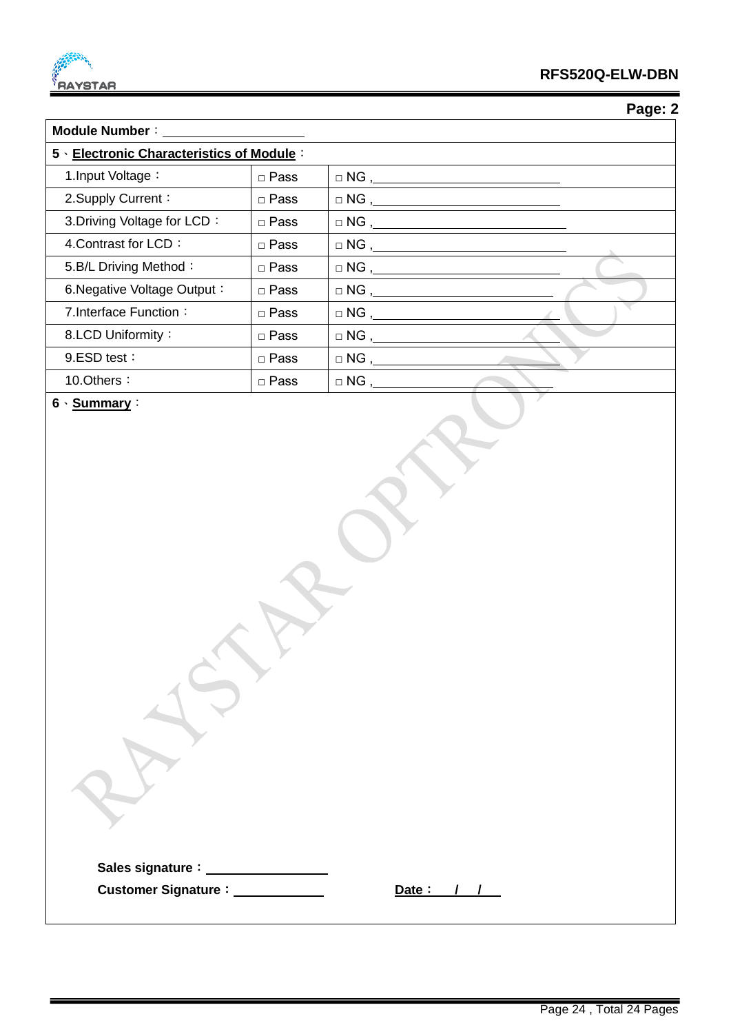**Page: 2**

**Module Number：** ____________________

**5、Electronic Characteristics of Module：**

| | | |
|---|---|---|
| 1.Input Voltage： | □ Pass | □ NG , ____________________ |
| 2.Supply Current： | □ Pass | □ NG , ____________________ |
| 3.Driving Voltage for LCD： | □ Pass | □ NG , ____________________ |
| 4.Contrast for LCD： | □ Pass | □ NG , ____________________ |
| 5.B/L Driving Method： | □ Pass | □ NG , ____________________ |
| 6.Negative Voltage Output： | □ Pass | □ NG , ____________________ |
| 7.Interface Function： | □ Pass | □ NG , ____________________ |
| 8.LCD Uniformity： | □ Pass | □ NG , ____________________ |
| 9.ESD test： | □ Pass | □ NG , ____________________ |
| 10.Others： | □ Pass | □ NG , ____________________ |

**6、Summary：**

**Sales signature：** ________________

**Customer Signature：** ____________ **Date：  /  /**